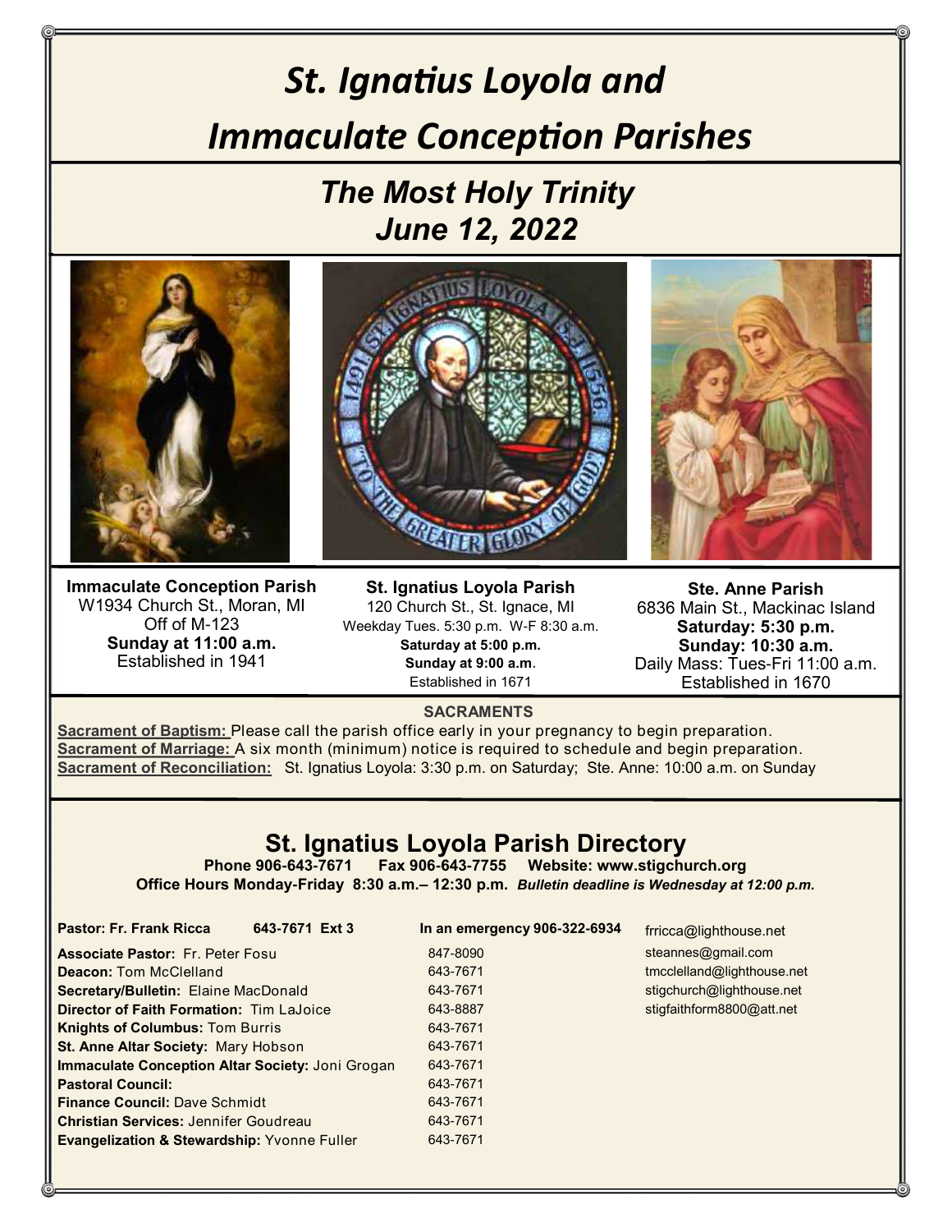# St. Ignatius Loyola and Immaculate Conception Parishes

## The Most Holy Trinity
## June 12, 2022

**Immaculate Conception Parish**
W1934 Church St., Moran, MI
Off of M-123
**Sunday at 11:00 a.m.**
Established in 1941

**St. Ignatius Loyola Parish**
120 Church St., St. Ignace, MI
Weekday Tues. 5:30 p.m. W-F 8:30 a.m.
**Saturday at 5:00 p.m.**
**Sunday at 9:00 a.m.**
Established in 1671

**Ste. Anne Parish**
6836 Main St., Mackinac Island
**Saturday: 5:30 p.m.**
**Sunday: 10:30 a.m.**
Daily Mass: Tues-Fri 11:00 a.m.
Established in 1670

### SACRAMENTS

**Sacrament of Baptism:** Please call the parish office early in your pregnancy to begin preparation.
**Sacrament of Marriage:** A six month (minimum) notice is required to schedule and begin preparation.
**Sacrament of Reconciliation:** St. Ignatius Loyola: 3:30 p.m. on Saturday; Ste. Anne: 10:00 a.m. on Sunday

## St. Ignatius Loyola Parish Directory

**Phone 906-643-7671 Fax 906-643-7755 Website: www.stigchurch.org**
**Office Hours Monday-Friday 8:30 a.m.– 12:30 p.m.** ***Bulletin deadline is Wednesday at 12:00 p.m.***

| | | |
|---|---|---|
| **Pastor: Fr. Frank Ricca 643-7671 Ext 3** | **In an emergency 906-322-6934** | frricca@lighthouse.net |
| **Associate Pastor:** Fr. Peter Fosu | 847-8090 | steannes@gmail.com |
| **Deacon:** Tom McClelland | 643-7671 | tmcclelland@lighthouse.net |
| **Secretary/Bulletin:** Elaine MacDonald | 643-7671 | stigchurch@lighthouse.net |
| **Director of Faith Formation:** Tim LaJoice | 643-8887 | stigfaithform8800@att.net |
| **Knights of Columbus:** Tom Burris | 643-7671 | |
| **St. Anne Altar Society:** Mary Hobson | 643-7671 | |
| **Immaculate Conception Altar Society:** Joni Grogan | 643-7671 | |
| **Pastoral Council:** | 643-7671 | |
| **Finance Council:** Dave Schmidt | 643-7671 | |
| **Christian Services:** Jennifer Goudreau | 643-7671 | |
| **Evangelization & Stewardship:** Yvonne Fuller | 643-7671 | |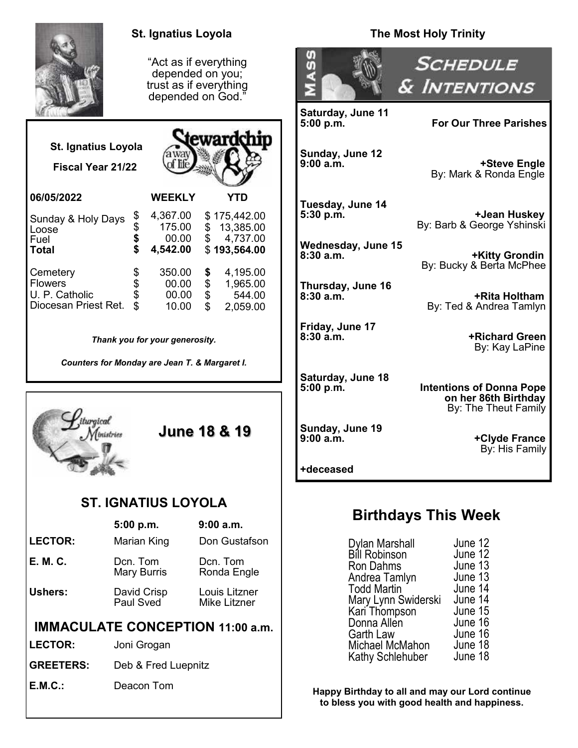## St. Ignatius Loyola

"Act as if everything depended on you; trust as if everything depended on God."

**St. Ignatius Loyola**

**Fiscal Year 21/22**

Stewardship — a way of life

| **06/05/2022** | **WEEKLY** | **YTD** |
|---|---|---|
| Sunday & Holy Days | $ 4,367.00 | $ 175,442.00 |
| Loose | $ 175.00 | $ 13,385.00 |
| Fuel | $ 00.00 | $ 4,737.00 |
| **Total** | **$ 4,542.00** | $ **193,564.00** |
| Cemetery | $ 350.00 | $ 4,195.00 |
| Flowers | $ 00.00 | $ 1,965.00 |
| U. P. Catholic | $ 00.00 | $ 544.00 |
| Diocesan Priest Ret. | $ 10.00 | $ 2,059.00 |

***Thank you for your generosity.***

***Counters for Monday are Jean T. & Margaret I.***

Liturgical Ministries

**June 18 & 19**

### ST. IGNATIUS LOYOLA

| | **5:00 p.m.** | **9:00 a.m.** |
|---|---|---|
| **LECTOR:** | Marian King | Don Gustafson |
| **E. M. C.** | Dcn. Tom<br>Mary Burris | Dcn. Tom<br>Ronda Engle |
| **Ushers:** | David Crisp<br>Paul Sved | Louis Litzner<br>Mike Litzner |

### IMMACULATE CONCEPTION 11:00 a.m.

| | |
|---|---|
| **LECTOR:** | Joni Grogan |
| **GREETERS:** | Deb & Fred Luepnitz |
| **E.M.C.:** | Deacon Tom |

## The Most Holy Trinity

### Mass Schedule & Intentions

| | |
|---|---|
| **Saturday, June 11**<br>**5:00 p.m.** | **For Our Three Parishes** |
| **Sunday, June 12**<br>**9:00 a.m.** | **+Steve Engle**<br>By: Mark & Ronda Engle |
| **Tuesday, June 14**<br>**5:30 p.m.** | **+Jean Huskey**<br>By: Barb & George Yshinski |
| **Wednesday, June 15**<br>**8:30 a.m.** | **+Kitty Grondin**<br>By: Bucky & Berta McPhee |
| **Thursday, June 16**<br>**8:30 a.m.** | **+Rita Holtham**<br>By: Ted & Andrea Tamlyn |
| **Friday, June 17**<br>**8:30 a.m.** | **+Richard Green**<br>By: Kay LaPine |
| **Saturday, June 18**<br>**5:00 p.m.** | **Intentions of Donna Pope on her 86th Birthday**<br>By: The Theut Family |
| **Sunday, June 19**<br>**9:00 a.m.** | **+Clyde France**<br>By: His Family |

**+deceased**

## Birthdays This Week

| | |
|---|---|
| Dylan Marshall | June 12 |
| Bill Robinson | June 12 |
| Ron Dahms | June 13 |
| Andrea Tamlyn | June 13 |
| Todd Martin | June 14 |
| Mary Lynn Swiderski | June 14 |
| Kari Thompson | June 15 |
| Donna Allen | June 16 |
| Garth Law | June 16 |
| Michael McMahon | June 18 |
| Kathy Schlehuber | June 18 |

**Happy Birthday to all and may our Lord continue to bless you with good health and happiness.**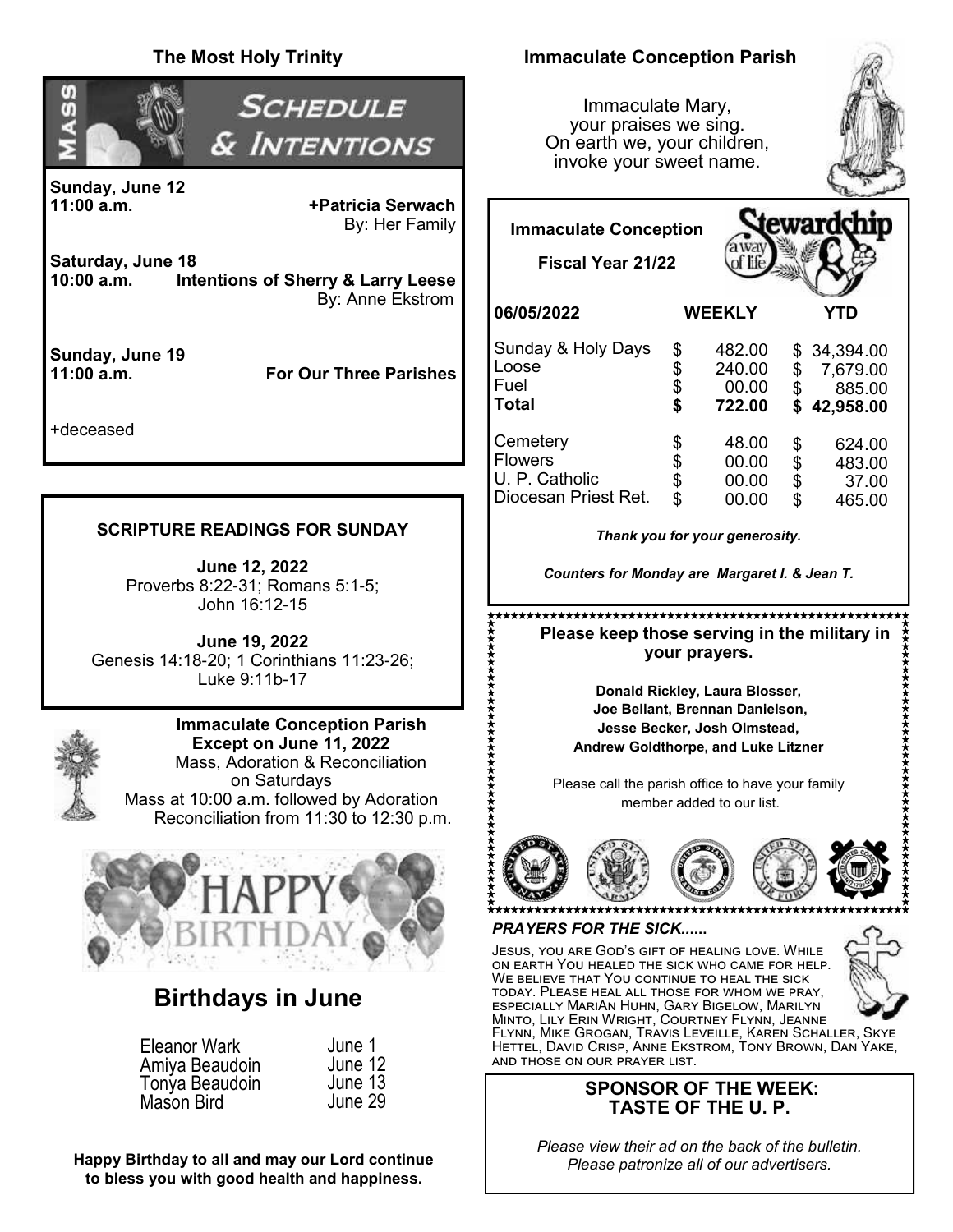## The Most Holy Trinity

### Mass Schedule & Intentions

**Sunday, June 12**
**11:00 a.m.** **+Patricia Serwach**
By: Her Family

**Saturday, June 18**
**10:00 a.m.** **Intentions of Sherry & Larry Leese**
By: Anne Ekstrom

**Sunday, June 19**
**11:00 a.m.** **For Our Three Parishes**

+deceased

### SCRIPTURE READINGS FOR SUNDAY

**June 12, 2022**
Proverbs 8:22-31; Romans 5:1-5;
John 16:12-15

**June 19, 2022**
Genesis 14:18-20; 1 Corinthians 11:23-26;
Luke 9:11b-17

**Immaculate Conception Parish**
**Except on June 11, 2022**
Mass, Adoration & Reconciliation
on Saturdays
Mass at 10:00 a.m. followed by Adoration
Reconciliation from 11:30 to 12:30 p.m.

HAPPY BIRTHDAY

## Birthdays in June

| | |
|---|---|
| Eleanor Wark | June 1 |
| Amiya Beaudoin | June 12 |
| Tonya Beaudoin | June 13 |
| Mason Bird | June 29 |

**Happy Birthday to all and may our Lord continue to bless you with good health and happiness.**

## Immaculate Conception Parish

Immaculate Mary,
your praises we sing.
On earth we, your children,
invoke your sweet name.

**Immaculate Conception**

**Fiscal Year 21/22**

Stewardship a way of life

| **06/05/2022** | **WEEKLY** | **YTD** |
|---|---|---|
| Sunday & Holy Days | $ 482.00 | $ 34,394.00 |
| Loose | $ 240.00 | $ 7,679.00 |
| Fuel | $ 00.00 | $ 885.00 |
| **Total** | **$ 722.00** | **$ 42,958.00** |
| Cemetery | $ 48.00 | $ 624.00 |
| Flowers | $ 00.00 | $ 483.00 |
| U. P. Catholic | $ 00.00 | $ 37.00 |
| Diocesan Priest Ret. | $ 00.00 | $ 465.00 |

*Thank you for your generosity.*

*Counters for Monday are Margaret I. & Jean T.*

**Please keep those serving in the military in your prayers.**

**Donald Rickley, Laura Blosser, Joe Bellant, Brennan Danielson, Jesse Becker, Josh Olmstead, Andrew Goldthorpe, and Luke Litzner**

Please call the parish office to have your family member added to our list.

***PRAYERS FOR THE SICK......***

Jesus, you are God's gift of healing love. While on earth You healed the sick who came for help. We believe that You continue to heal the sick today. Please heal all those for whom we pray, especially MariAn Huhn, Gary Bigelow, Marilyn Minto, Lily Erin Wright, Courtney Flynn, Jeanne Flynn, Mike Grogan, Travis Leveille, Karen Schaller, Skye Hettel, David Crisp, Anne Ekstrom, Tony Brown, Dan Yake, and those on our prayer list.

**SPONSOR OF THE WEEK:**
**TASTE OF THE U. P.**

*Please view their ad on the back of the bulletin.*
*Please patronize all of our advertisers.*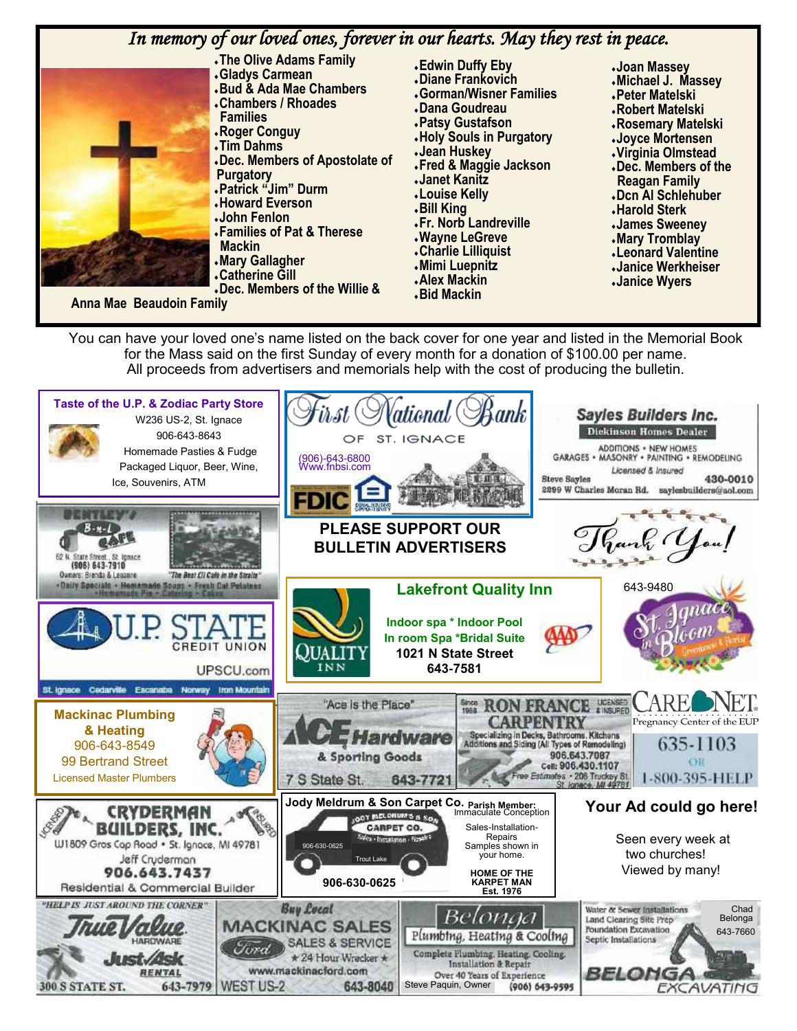## *In memory of our loved ones, forever in our hearts. May they rest in peace.*

- The Olive Adams Family
- Gladys Carmean
- Bud & Ada Mae Chambers
- Chambers / Rhoades Families
- Roger Conguy
- Tim Dahms
- Dec. Members of Apostolate of Purgatory
- Patrick "Jim" Durm
- Howard Everson
- John Fenlon
- Families of Pat & Therese Mackin
- Mary Gallagher
- Catherine Gill
- Dec. Members of the Willie & Anna Mae Beaudoin Family
- Edwin Duffy Eby
- Diane Frankovich
- Gorman/Wisner Families
- Dana Goudreau
- Patsy Gustafson
- Holy Souls in Purgatory
- Jean Huskey
- Fred & Maggie Jackson
- Janet Kanitz
- Louise Kelly
- Bill King
- Fr. Norb Landreville
- Wayne LeGreve
- Charlie Lilliquist
- Mimi Luepnitz
- Alex Mackin
- Bid Mackin
- Joan Massey
- Michael J. Massey
- Peter Matelski
- Robert Matelski
- Rosemary Matelski
- Joyce Mortensen
- Virginia Olmstead
- Dec. Members of the Reagan Family
- Dcn Al Schlehuber
- Harold Sterk
- James Sweeney
- Mary Tromblay
- Leonard Valentine
- Janice Werkheiser
- Janice Wyers

You can have your loved one's name listed on the back cover for one year and listed in the Memorial Book for the Mass said on the first Sunday of every month for a donation of $100.00 per name. All proceeds from advertisers and memorials help with the cost of producing the bulletin.

**Taste of the U.P. & Zodiac Party Store**
W236 US-2, St. Ignace
906-643-8643
Homemade Pasties & Fudge
Packaged Liquor, Beer, Wine, Ice, Souvenirs, ATM

**First National Bank of St. Ignace**
(906)-643-6800
Www.fnbsi.com
FDIC

**Sayles Builders Inc.**
Dickinson Homes Dealer
ADDITIONS • NEW HOMES
GARAGES • MASONRY • PAINTING • REMODELING
Licensed & Insured
Steve Sayles 430-0010
2299 W Charles Moran Rd. saylesbuilders@aol.com

**Bentley's B-n-L Cafe**
52 N. State Street, St. Ignace
(906) 643-7910
Owners: Brenda & Leuanne
"The Best Cafe in the Straits"
• Daily Specials • Homemade Soups • Fresh Cut Potatoes • Homemade Pie • Catering • Cakes

**PLEASE SUPPORT OUR BULLETIN ADVERTISERS**

Thank You!

**U.P. STATE CREDIT UNION**
UPSCU.com
St. Ignace Cedarville Escanaba Norway Iron Mountain

**Lakefront Quality Inn**
Indoor spa * Indoor Pool
In room Spa *Bridal Suite
1021 N State Street
643-7581

**St. Ignace in Bloom** Greenhouse & Florist
643-9480

**Mackinac Plumbing & Heating**
906-643-8549
99 Bertrand Street
Licensed Master Plumbers

**"Ace is the Place" ACE Hardware & Sporting Goods**
7 S State St. 643-7721

**RON FRANCE CARPENTRY** Since 1968 Licensed & Insured
Specializing in Decks, Bathrooms, Kitchens Additions and Siding (All Types of Remodeling)
906.643.7087
Cell: 906.430.1107
Free Estimates • 208 Truckey St. St. Ignace, MI 49781

**CARENET Pregnancy Center of the EUP**
635-1103
OR
1-800-395-HELP

**CRYDERMAN BUILDERS, INC.** Licensed Insured
W1809 Gros Cap Road • St. Ignace, MI 49781
Jeff Cryderman
906.643.7437
Residential & Commercial Builder

**Jody Meldrum & Son Carpet Co.** Parish Member: Immaculate Conception
Sales-Installation-Repairs
Samples shown in your home.
Trout Lake
906-630-0625
HOME OF THE KARPET MAN Est. 1976

**Your Ad could go here!**
Seen every week at two churches!
Viewed by many!

**"HELP IS JUST AROUND THE CORNER" True Value Hardware Just Ask Rental**
300 S STATE ST. 643-7979

**Buy Local MACKINAC SALES & SERVICE** Ford
★ 24 Hour Wrecker ★
www.mackinacford.com
WEST US-2 643-8040

**Belonga Plumbing, Heating & Cooling**
Complete Plumbing, Heating, Cooling, Installation & Repair
Over 40 Years of Experience
Steve Paquin, Owner (906) 643-9595

**BELONGA EXCAVATING**
Water & Sewer Installations
Land Clearing Site Prep
Foundation Excavation
Septic Installations
Chad Belonga
643-7660